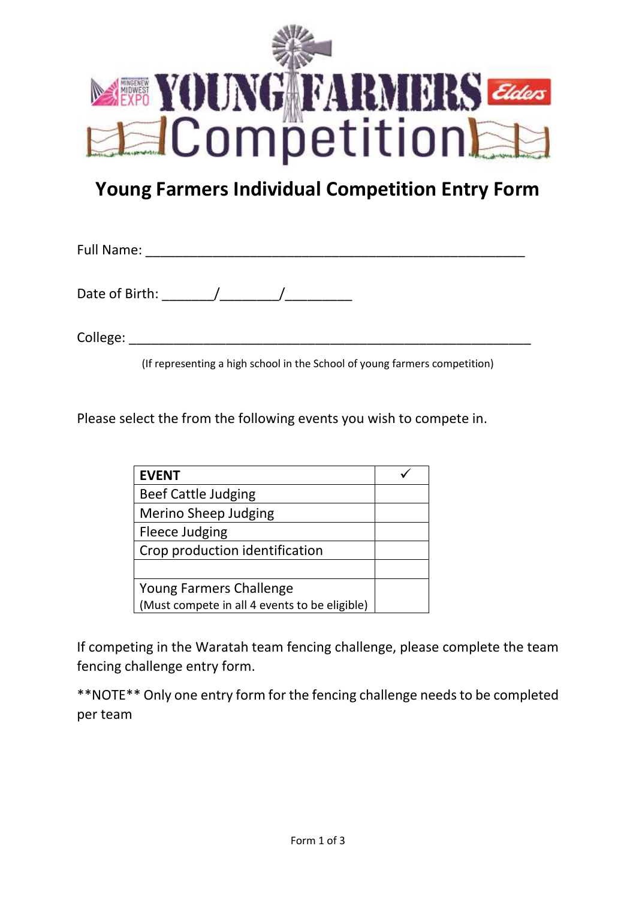# Young Farmers Individual Competition Entry Form

Full Name: ___________________________________________________

Date of Birth: _______/________/_________

College: ______________________________________________________

(If representing a high school in the School of young farmers competition)

Please select the from the following events you wish to compete in.

| EVENT | ✓ |
|---|---|
| Beef Cattle Judging | |
| Merino Sheep Judging | |
| Fleece Judging | |
| Crop production identification | |
| | |
| Young Farmers Challenge (Must compete in all 4 events to be eligible) | |

If competing in the Waratah team fencing challenge, please complete the team fencing challenge entry form.

**NOTE** Only one entry form for the fencing challenge needs to be completed per team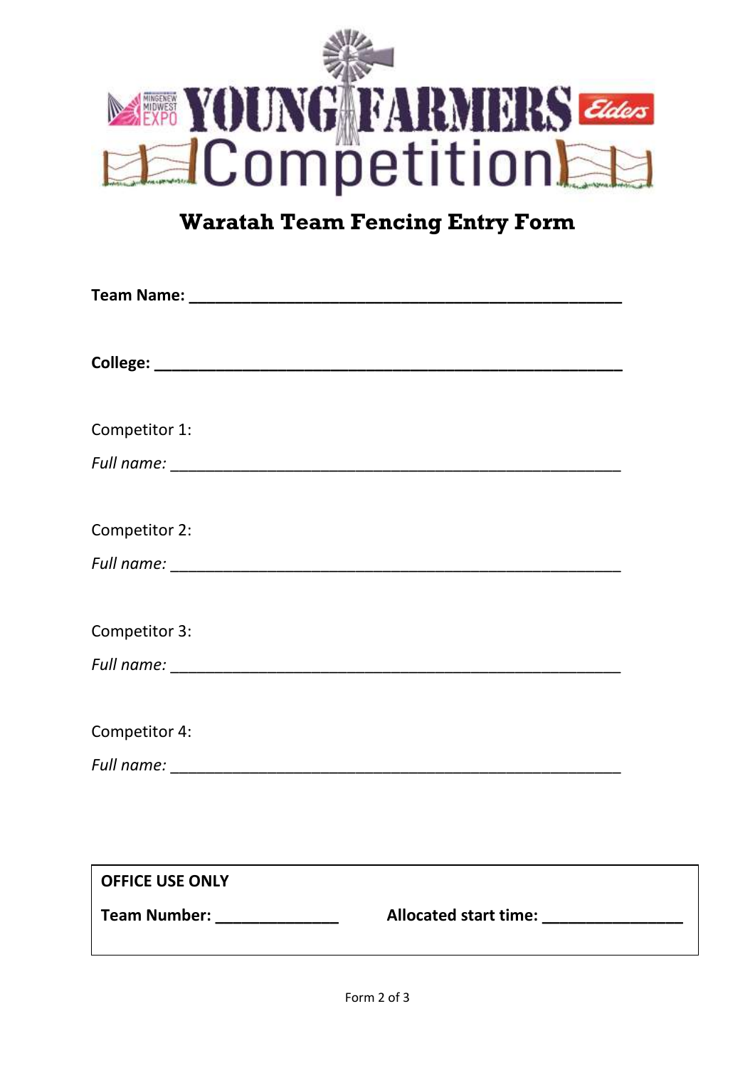# YOUNG FARMERS Competition

## Waratah Team Fencing Entry Form

**Team Name: ______________________________________________**

**College: _________________________________________________**

Competitor 1:

*Full name:* ________________________________________________

Competitor 2:

*Full name:* ________________________________________________

Competitor 3:

*Full name:* ________________________________________________

Competitor 4:

*Full name:* ________________________________________________

**OFFICE USE ONLY**

**Team Number: _____________** **Allocated start time: ______________**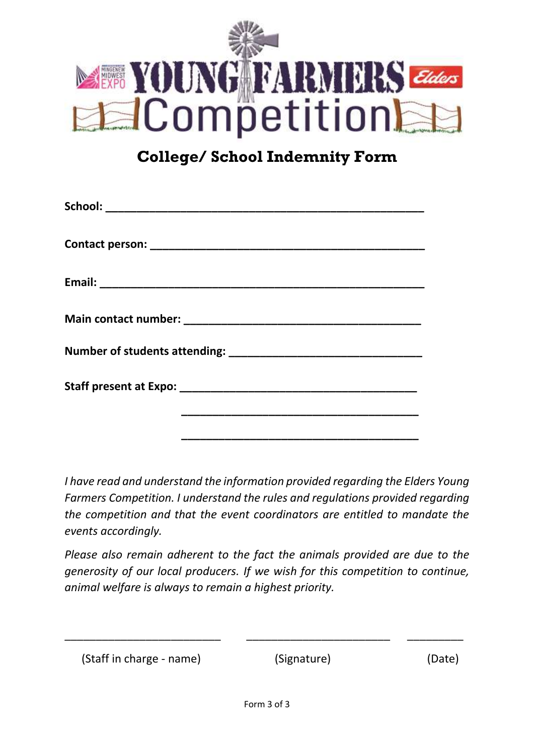# YOUNG FARMERS Competition

## College/ School Indemnity Form

**School:** ______________________________________________

**Contact person:** ________________________________________

**Email:** _______________________________________________

**Main contact number:** ___________________________________

**Number of students attending:** ____________________________

**Staff present at Expo:** ___________________________________

___________________________________

___________________________________

*I have read and understand the information provided regarding the Elders Young Farmers Competition. I understand the rules and regulations provided regarding the competition and that the event coordinators are entitled to mandate the events accordingly.*

*Please also remain adherent to the fact the animals provided are due to the generosity of our local producers. If we wish for this competition to continue, animal welfare is always to remain a highest priority.*

______________________ ______________________ __________

(Staff in charge - name) (Signature) (Date)